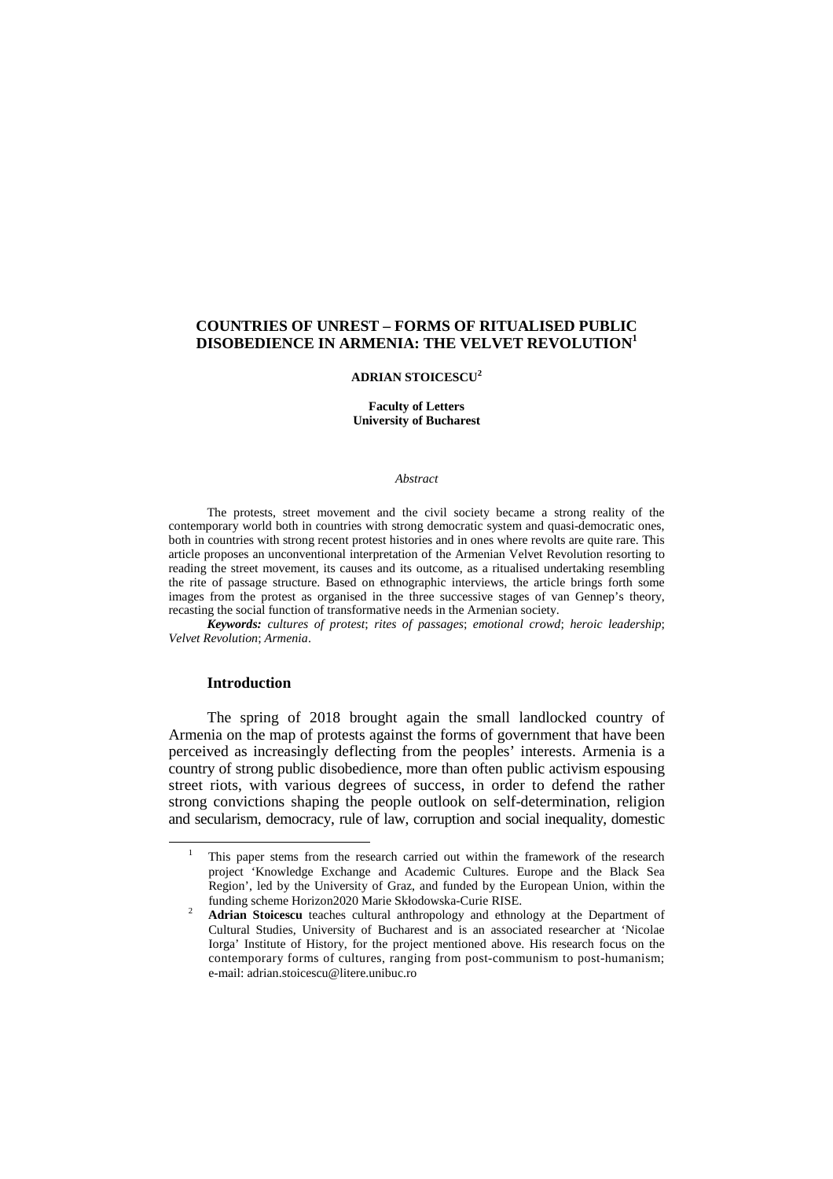# COUNTRIES OF UNREST – FORMS OF RITUALISED PUBLIC DISOBEDIENCE IN ARMENIA: THE VELVET REVOLUTION[1]

**ADRIAN STOICESCU[2]**

**Faculty of Letters**
**University of Bucharest**

*Abstract*

The protests, street movement and the civil society became a strong reality of the contemporary world both in countries with strong democratic system and quasi-democratic ones, both in countries with strong recent protest histories and in ones where revolts are quite rare. This article proposes an unconventional interpretation of the Armenian Velvet Revolution resorting to reading the street movement, its causes and its outcome, as a ritualised undertaking resembling the rite of passage structure. Based on ethnographic interviews, the article brings forth some images from the protest as organised in the three successive stages of van Gennep's theory, recasting the social function of transformative needs in the Armenian society.

***Keywords:*** *cultures of protest*; *rites of passages*; *emotional crowd*; *heroic leadership*; *Velvet Revolution*; *Armenia*.

## Introduction

The spring of 2018 brought again the small landlocked country of Armenia on the map of protests against the forms of government that have been perceived as increasingly deflecting from the peoples' interests. Armenia is a country of strong public disobedience, more than often public activism espousing street riots, with various degrees of success, in order to defend the rather strong convictions shaping the people outlook on self-determination, religion and secularism, democracy, rule of law, corruption and social inequality, domestic

---

[1] This paper stems from the research carried out within the framework of the research project 'Knowledge Exchange and Academic Cultures. Europe and the Black Sea Region', led by the University of Graz, and funded by the European Union, within the funding scheme Horizon2020 Marie Skłodowska-Curie RISE.

[2] **Adrian Stoicescu** teaches cultural anthropology and ethnology at the Department of Cultural Studies, University of Bucharest and is an associated researcher at 'Nicolae Iorga' Institute of History, for the project mentioned above. His research focus on the contemporary forms of cultures, ranging from post-communism to post-humanism; e-mail: adrian.stoicescu@litere.unibuc.ro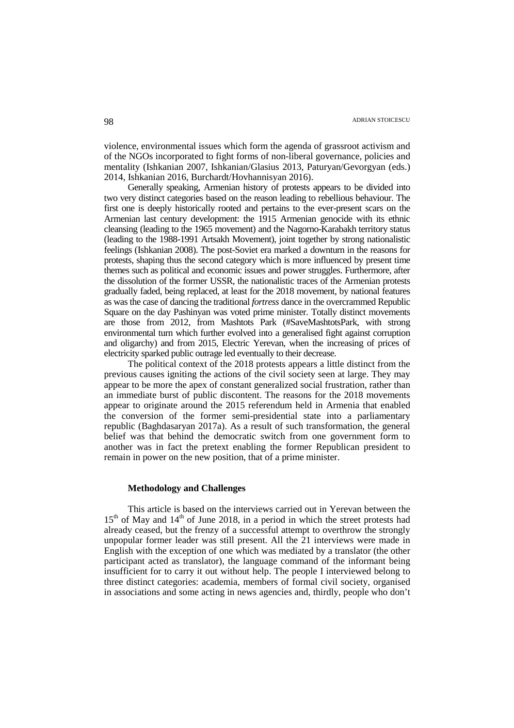violence, environmental issues which form the agenda of grassroot activism and of the NGOs incorporated to fight forms of non-liberal governance, policies and mentality (Ishkanian 2007, Ishkanian/Glasius 2013, Paturyan/Gevorgyan (eds.) 2014, Ishkanian 2016, Burchardt/Hovhannisyan 2016).

Generally speaking, Armenian history of protests appears to be divided into two very distinct categories based on the reason leading to rebellious behaviour. The first one is deeply historically rooted and pertains to the ever-present scars on the Armenian last century development: the 1915 Armenian genocide with its ethnic cleansing (leading to the 1965 movement) and the Nagorno-Karabakh territory status (leading to the 1988-1991 Artsakh Movement), joint together by strong nationalistic feelings (Ishkanian 2008). The post-Soviet era marked a downturn in the reasons for protests, shaping thus the second category which is more influenced by present time themes such as political and economic issues and power struggles. Furthermore, after the dissolution of the former USSR, the nationalistic traces of the Armenian protests gradually faded, being replaced, at least for the 2018 movement, by national features as was the case of dancing the traditional *fortress* dance in the overcrammed Republic Square on the day Pashinyan was voted prime minister. Totally distinct movements are those from 2012, from Mashtots Park (#SaveMashtotsPark, with strong environmental turn which further evolved into a generalised fight against corruption and oligarchy) and from 2015, Electric Yerevan, when the increasing of prices of electricity sparked public outrage led eventually to their decrease.

The political context of the 2018 protests appears a little distinct from the previous causes igniting the actions of the civil society seen at large. They may appear to be more the apex of constant generalized social frustration, rather than an immediate burst of public discontent. The reasons for the 2018 movements appear to originate around the 2015 referendum held in Armenia that enabled the conversion of the former semi-presidential state into a parliamentary republic (Baghdasaryan 2017a). As a result of such transformation, the general belief was that behind the democratic switch from one government form to another was in fact the pretext enabling the former Republican president to remain in power on the new position, that of a prime minister.

### Methodology and Challenges

This article is based on the interviews carried out in Yerevan between the 15th of May and 14th of June 2018, in a period in which the street protests had already ceased, but the frenzy of a successful attempt to overthrow the strongly unpopular former leader was still present. All the 21 interviews were made in English with the exception of one which was mediated by a translator (the other participant acted as translator), the language command of the informant being insufficient for to carry it out without help. The people I interviewed belong to three distinct categories: academia, members of formal civil society, organised in associations and some acting in news agencies and, thirdly, people who don't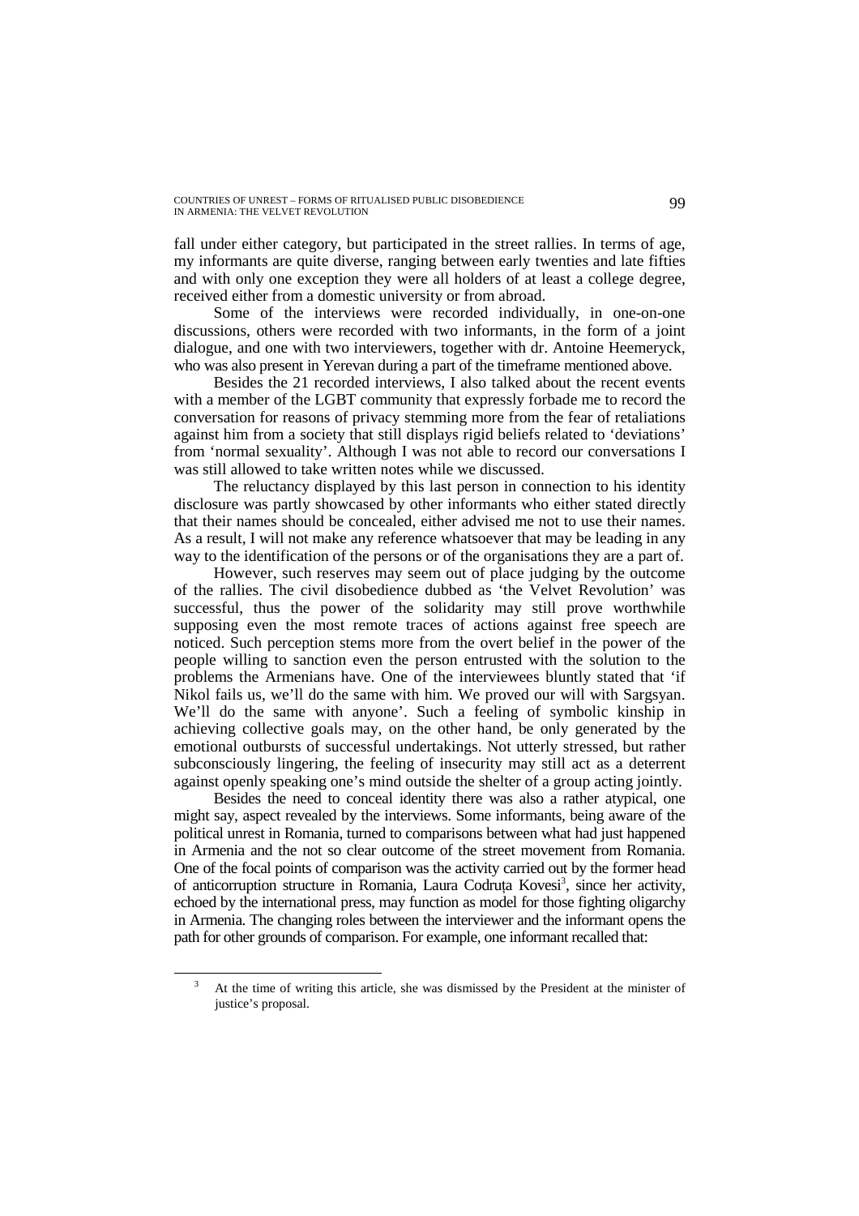fall under either category, but participated in the street rallies. In terms of age, my informants are quite diverse, ranging between early twenties and late fifties and with only one exception they were all holders of at least a college degree, received either from a domestic university or from abroad.

Some of the interviews were recorded individually, in one-on-one discussions, others were recorded with two informants, in the form of a joint dialogue, and one with two interviewers, together with dr. Antoine Heemeryck, who was also present in Yerevan during a part of the timeframe mentioned above.

Besides the 21 recorded interviews, I also talked about the recent events with a member of the LGBT community that expressly forbade me to record the conversation for reasons of privacy stemming more from the fear of retaliations against him from a society that still displays rigid beliefs related to 'deviations' from 'normal sexuality'. Although I was not able to record our conversations I was still allowed to take written notes while we discussed.

The reluctancy displayed by this last person in connection to his identity disclosure was partly showcased by other informants who either stated directly that their names should be concealed, either advised me not to use their names. As a result, I will not make any reference whatsoever that may be leading in any way to the identification of the persons or of the organisations they are a part of.

However, such reserves may seem out of place judging by the outcome of the rallies. The civil disobedience dubbed as 'the Velvet Revolution' was successful, thus the power of the solidarity may still prove worthwhile supposing even the most remote traces of actions against free speech are noticed. Such perception stems more from the overt belief in the power of the people willing to sanction even the person entrusted with the solution to the problems the Armenians have. One of the interviewees bluntly stated that 'if Nikol fails us, we'll do the same with him. We proved our will with Sargsyan. We'll do the same with anyone'. Such a feeling of symbolic kinship in achieving collective goals may, on the other hand, be only generated by the emotional outbursts of successful undertakings. Not utterly stressed, but rather subconsciously lingering, the feeling of insecurity may still act as a deterrent against openly speaking one's mind outside the shelter of a group acting jointly.

Besides the need to conceal identity there was also a rather atypical, one might say, aspect revealed by the interviews. Some informants, being aware of the political unrest in Romania, turned to comparisons between what had just happened in Armenia and the not so clear outcome of the street movement from Romania. One of the focal points of comparison was the activity carried out by the former head of anticorruption structure in Romania, Laura Codruța Kovesi[3], since her activity, echoed by the international press, may function as model for those fighting oligarchy in Armenia. The changing roles between the interviewer and the informant opens the path for other grounds of comparison. For example, one informant recalled that:

[3] At the time of writing this article, she was dismissed by the President at the minister of justice's proposal.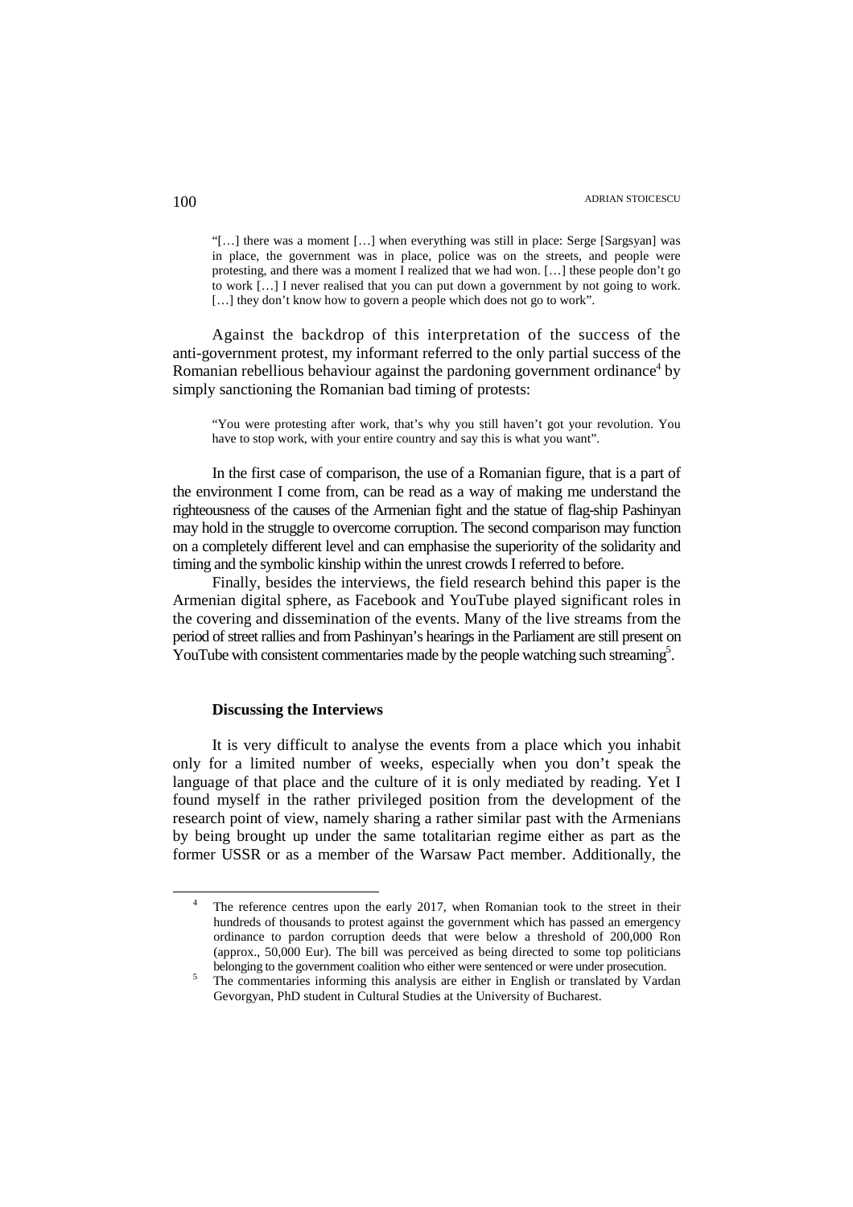> "[…] there was a moment […] when everything was still in place: Serge [Sargsyan] was in place, the government was in place, police was on the streets, and people were protesting, and there was a moment I realized that we had won. […] these people don't go to work […] I never realised that you can put down a government by not going to work. […] they don't know how to govern a people which does not go to work".

Against the backdrop of this interpretation of the success of the anti-government protest, my informant referred to the only partial success of the Romanian rebellious behaviour against the pardoning government ordinance[4] by simply sanctioning the Romanian bad timing of protests:

> "You were protesting after work, that's why you still haven't got your revolution. You have to stop work, with your entire country and say this is what you want".

In the first case of comparison, the use of a Romanian figure, that is a part of the environment I come from, can be read as a way of making me understand the righteousness of the causes of the Armenian fight and the statue of flag-ship Pashinyan may hold in the struggle to overcome corruption. The second comparison may function on a completely different level and can emphasise the superiority of the solidarity and timing and the symbolic kinship within the unrest crowds I referred to before.

Finally, besides the interviews, the field research behind this paper is the Armenian digital sphere, as Facebook and YouTube played significant roles in the covering and dissemination of the events. Many of the live streams from the period of street rallies and from Pashinyan's hearings in the Parliament are still present on YouTube with consistent commentaries made by the people watching such streaming[5].

### Discussing the Interviews

It is very difficult to analyse the events from a place which you inhabit only for a limited number of weeks, especially when you don't speak the language of that place and the culture of it is only mediated by reading. Yet I found myself in the rather privileged position from the development of the research point of view, namely sharing a rather similar past with the Armenians by being brought up under the same totalitarian regime either as part as the former USSR or as a member of the Warsaw Pact member. Additionally, the

---

[4] The reference centres upon the early 2017, when Romanian took to the street in their hundreds of thousands to protest against the government which has passed an emergency ordinance to pardon corruption deeds that were below a threshold of 200,000 Ron (approx., 50,000 Eur). The bill was perceived as being directed to some top politicians belonging to the government coalition who either were sentenced or were under prosecution.

[5] The commentaries informing this analysis are either in English or translated by Vardan Gevorgyan, PhD student in Cultural Studies at the University of Bucharest.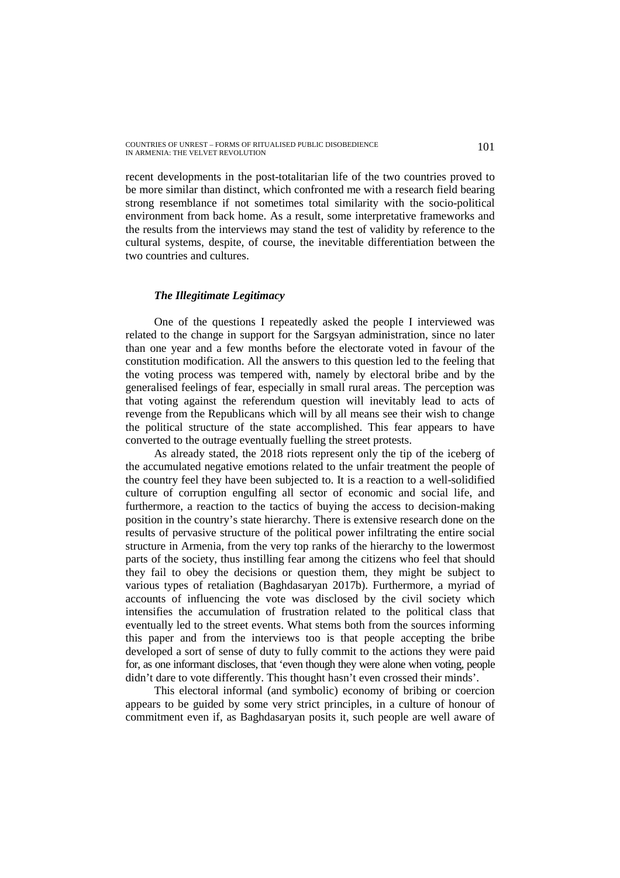recent developments in the post-totalitarian life of the two countries proved to be more similar than distinct, which confronted me with a research field bearing strong resemblance if not sometimes total similarity with the socio-political environment from back home. As a result, some interpretative frameworks and the results from the interviews may stand the test of validity by reference to the cultural systems, despite, of course, the inevitable differentiation between the two countries and cultures.

### *The Illegitimate Legitimacy*

One of the questions I repeatedly asked the people I interviewed was related to the change in support for the Sargsyan administration, since no later than one year and a few months before the electorate voted in favour of the constitution modification. All the answers to this question led to the feeling that the voting process was tempered with, namely by electoral bribe and by the generalised feelings of fear, especially in small rural areas. The perception was that voting against the referendum question will inevitably lead to acts of revenge from the Republicans which will by all means see their wish to change the political structure of the state accomplished. This fear appears to have converted to the outrage eventually fuelling the street protests.

As already stated, the 2018 riots represent only the tip of the iceberg of the accumulated negative emotions related to the unfair treatment the people of the country feel they have been subjected to. It is a reaction to a well-solidified culture of corruption engulfing all sector of economic and social life, and furthermore, a reaction to the tactics of buying the access to decision-making position in the country's state hierarchy. There is extensive research done on the results of pervasive structure of the political power infiltrating the entire social structure in Armenia, from the very top ranks of the hierarchy to the lowermost parts of the society, thus instilling fear among the citizens who feel that should they fail to obey the decisions or question them, they might be subject to various types of retaliation (Baghdasaryan 2017b). Furthermore, a myriad of accounts of influencing the vote was disclosed by the civil society which intensifies the accumulation of frustration related to the political class that eventually led to the street events. What stems both from the sources informing this paper and from the interviews too is that people accepting the bribe developed a sort of sense of duty to fully commit to the actions they were paid for, as one informant discloses, that 'even though they were alone when voting, people didn't dare to vote differently. This thought hasn't even crossed their minds'.

This electoral informal (and symbolic) economy of bribing or coercion appears to be guided by some very strict principles, in a culture of honour of commitment even if, as Baghdasaryan posits it, such people are well aware of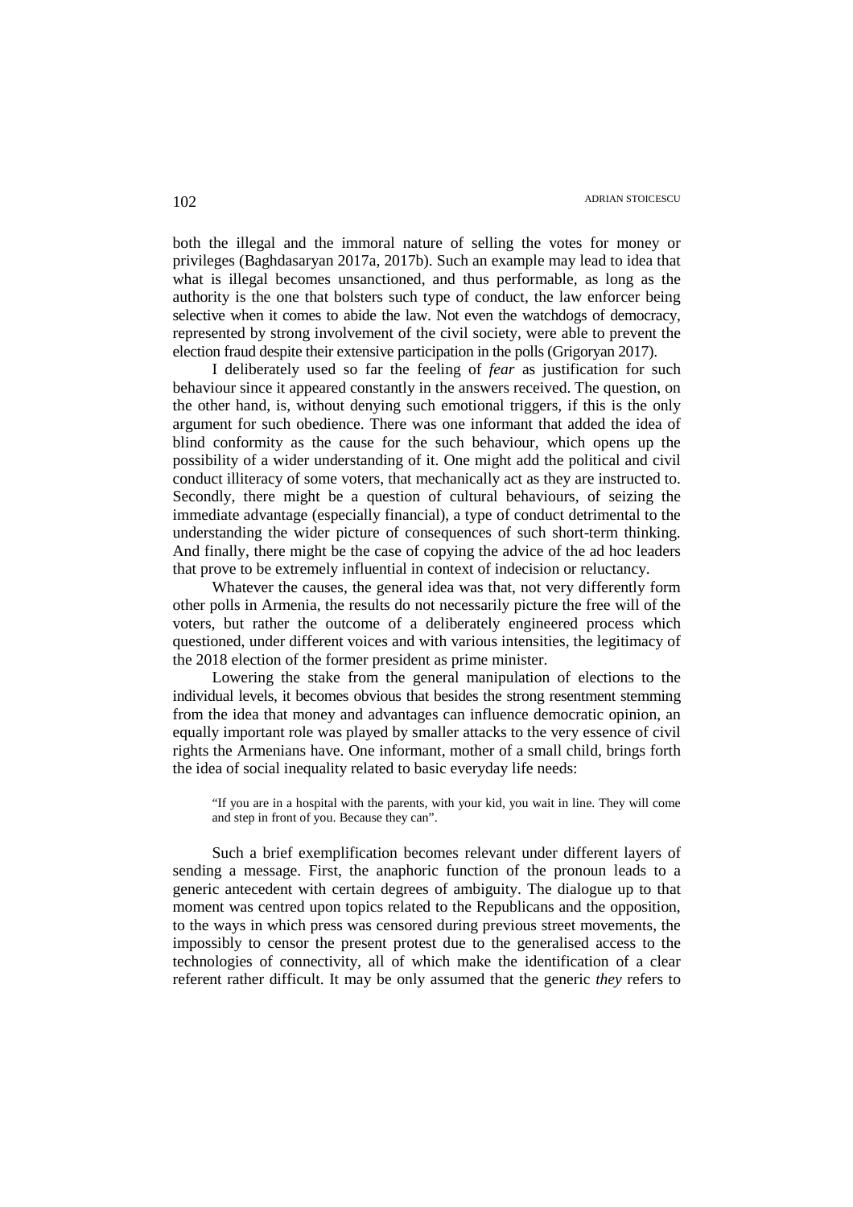both the illegal and the immoral nature of selling the votes for money or privileges (Baghdasaryan 2017a, 2017b). Such an example may lead to idea that what is illegal becomes unsanctioned, and thus performable, as long as the authority is the one that bolsters such type of conduct, the law enforcer being selective when it comes to abide the law. Not even the watchdogs of democracy, represented by strong involvement of the civil society, were able to prevent the election fraud despite their extensive participation in the polls (Grigoryan 2017).

I deliberately used so far the feeling of *fear* as justification for such behaviour since it appeared constantly in the answers received. The question, on the other hand, is, without denying such emotional triggers, if this is the only argument for such obedience. There was one informant that added the idea of blind conformity as the cause for the such behaviour, which opens up the possibility of a wider understanding of it. One might add the political and civil conduct illiteracy of some voters, that mechanically act as they are instructed to. Secondly, there might be a question of cultural behaviours, of seizing the immediate advantage (especially financial), a type of conduct detrimental to the understanding the wider picture of consequences of such short-term thinking. And finally, there might be the case of copying the advice of the ad hoc leaders that prove to be extremely influential in context of indecision or reluctancy.

Whatever the causes, the general idea was that, not very differently form other polls in Armenia, the results do not necessarily picture the free will of the voters, but rather the outcome of a deliberately engineered process which questioned, under different voices and with various intensities, the legitimacy of the 2018 election of the former president as prime minister.

Lowering the stake from the general manipulation of elections to the individual levels, it becomes obvious that besides the strong resentment stemming from the idea that money and advantages can influence democratic opinion, an equally important role was played by smaller attacks to the very essence of civil rights the Armenians have. One informant, mother of a small child, brings forth the idea of social inequality related to basic everyday life needs:

> "If you are in a hospital with the parents, with your kid, you wait in line. They will come and step in front of you. Because they can".

Such a brief exemplification becomes relevant under different layers of sending a message. First, the anaphoric function of the pronoun leads to a generic antecedent with certain degrees of ambiguity. The dialogue up to that moment was centred upon topics related to the Republicans and the opposition, to the ways in which press was censored during previous street movements, the impossibly to censor the present protest due to the generalised access to the technologies of connectivity, all of which make the identification of a clear referent rather difficult. It may be only assumed that the generic *they* refers to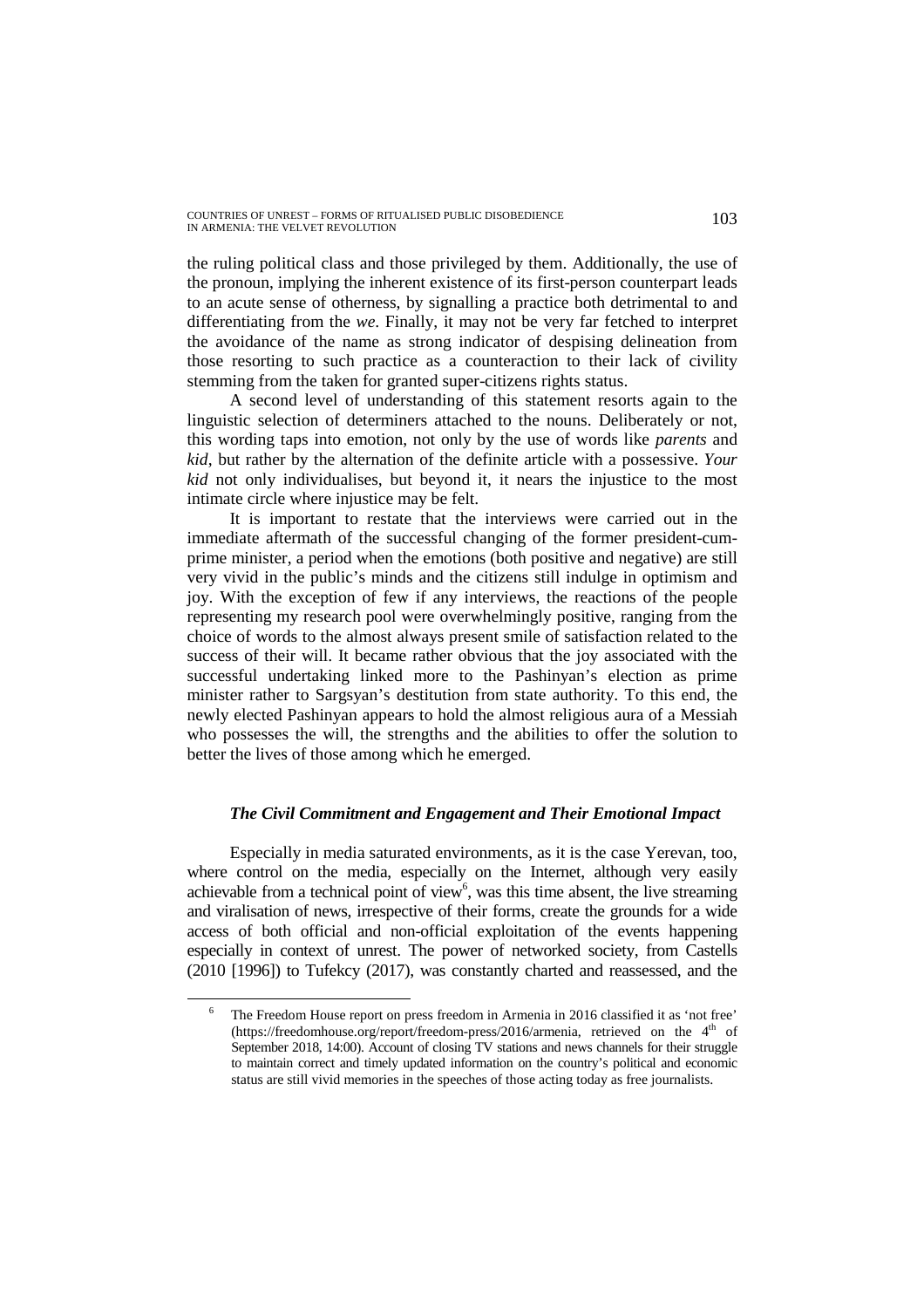the ruling political class and those privileged by them. Additionally, the use of the pronoun, implying the inherent existence of its first-person counterpart leads to an acute sense of otherness, by signalling a practice both detrimental to and differentiating from the *we*. Finally, it may not be very far fetched to interpret the avoidance of the name as strong indicator of despising delineation from those resorting to such practice as a counteraction to their lack of civility stemming from the taken for granted super-citizens rights status.

A second level of understanding of this statement resorts again to the linguistic selection of determiners attached to the nouns. Deliberately or not, this wording taps into emotion, not only by the use of words like *parents* and *kid*, but rather by the alternation of the definite article with a possessive. *Your kid* not only individualises, but beyond it, it nears the injustice to the most intimate circle where injustice may be felt.

It is important to restate that the interviews were carried out in the immediate aftermath of the successful changing of the former president-cum-prime minister, a period when the emotions (both positive and negative) are still very vivid in the public's minds and the citizens still indulge in optimism and joy. With the exception of few if any interviews, the reactions of the people representing my research pool were overwhelmingly positive, ranging from the choice of words to the almost always present smile of satisfaction related to the success of their will. It became rather obvious that the joy associated with the successful undertaking linked more to the Pashinyan's election as prime minister rather to Sargsyan's destitution from state authority. To this end, the newly elected Pashinyan appears to hold the almost religious aura of a Messiah who possesses the will, the strengths and the abilities to offer the solution to better the lives of those among which he emerged.

### *The Civil Commitment and Engagement and Their Emotional Impact*

Especially in media saturated environments, as it is the case Yerevan, too, where control on the media, especially on the Internet, although very easily achievable from a technical point of view[6], was this time absent, the live streaming and viralisation of news, irrespective of their forms, create the grounds for a wide access of both official and non-official exploitation of the events happening especially in context of unrest. The power of networked society, from Castells (2010 [1996]) to Tufekcy (2017), was constantly charted and reassessed, and the

---

[6] The Freedom House report on press freedom in Armenia in 2016 classified it as 'not free' (https://freedomhouse.org/report/freedom-press/2016/armenia, retrieved on the 4th of September 2018, 14:00). Account of closing TV stations and news channels for their struggle to maintain correct and timely updated information on the country's political and economic status are still vivid memories in the speeches of those acting today as free journalists.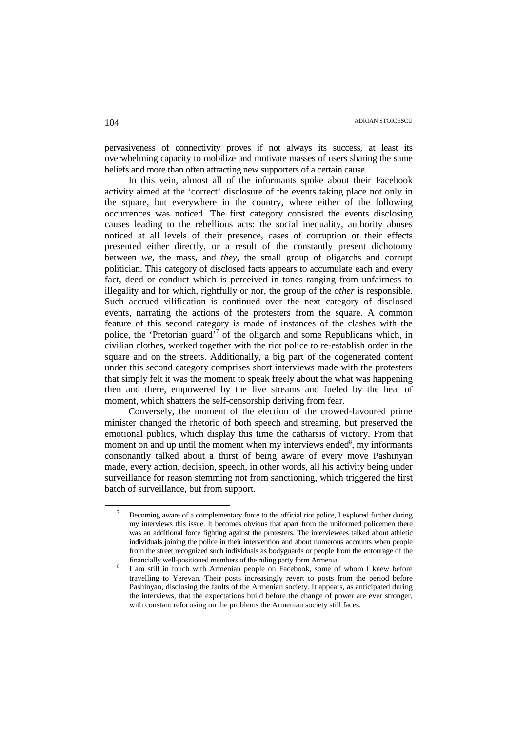pervasiveness of connectivity proves if not always its success, at least its overwhelming capacity to mobilize and motivate masses of users sharing the same beliefs and more than often attracting new supporters of a certain cause.

In this vein, almost all of the informants spoke about their Facebook activity aimed at the 'correct' disclosure of the events taking place not only in the square, but everywhere in the country, where either of the following occurrences was noticed. The first category consisted the events disclosing causes leading to the rebellious acts: the social inequality, authority abuses noticed at all levels of their presence, cases of corruption or their effects presented either directly, or a result of the constantly present dichotomy between *we*, the mass, and *they*, the small group of oligarchs and corrupt politician. This category of disclosed facts appears to accumulate each and every fact, deed or conduct which is perceived in tones ranging from unfairness to illegality and for which, rightfully or nor, the group of the *other* is responsible. Such accrued vilification is continued over the next category of disclosed events, narrating the actions of the protesters from the square. A common feature of this second category is made of instances of the clashes with the police, the 'Pretorian guard'[7] of the oligarch and some Republicans which, in civilian clothes, worked together with the riot police to re-establish order in the square and on the streets. Additionally, a big part of the cogenerated content under this second category comprises short interviews made with the protesters that simply felt it was the moment to speak freely about the what was happening then and there, empowered by the live streams and fueled by the heat of moment, which shatters the self-censorship deriving from fear.

Conversely, the moment of the election of the crowed-favoured prime minister changed the rhetoric of both speech and streaming, but preserved the emotional publics, which display this time the catharsis of victory. From that moment on and up until the moment when my interviews ended[8], my informants consonantly talked about a thirst of being aware of every move Pashinyan made, every action, decision, speech, in other words, all his activity being under surveillance for reason stemming not from sanctioning, which triggered the first batch of surveillance, but from support.

---

[7] Becoming aware of a complementary force to the official riot police, I explored further during my interviews this issue. It becomes obvious that apart from the uniformed policemen there was an additional force fighting against the protesters. The interviewees talked about athletic individuals joining the police in their intervention and about numerous accounts when people from the street recognized such individuals as bodyguards or people from the entourage of the financially well-positioned members of the ruling party form Armenia.

[8] I am still in touch with Armenian people on Facebook, some of whom I knew before travelling to Yerevan. Their posts increasingly revert to posts from the period before Pashinyan, disclosing the faults of the Armenian society. It appears, as anticipated during the interviews, that the expectations build before the change of power are ever stronger, with constant refocusing on the problems the Armenian society still faces.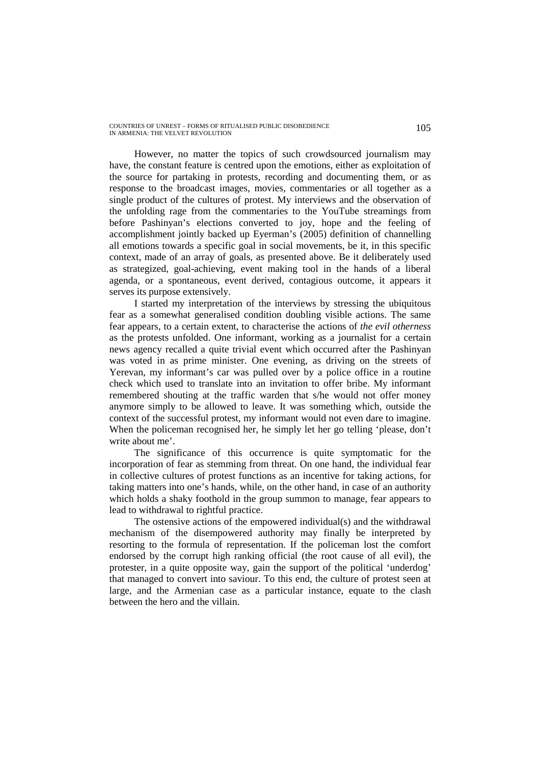However, no matter the topics of such crowdsourced journalism may have, the constant feature is centred upon the emotions, either as exploitation of the source for partaking in protests, recording and documenting them, or as response to the broadcast images, movies, commentaries or all together as a single product of the cultures of protest. My interviews and the observation of the unfolding rage from the commentaries to the YouTube streamings from before Pashinyan's elections converted to joy, hope and the feeling of accomplishment jointly backed up Eyerman's (2005) definition of channelling all emotions towards a specific goal in social movements, be it, in this specific context, made of an array of goals, as presented above. Be it deliberately used as strategized, goal-achieving, event making tool in the hands of a liberal agenda, or a spontaneous, event derived, contagious outcome, it appears it serves its purpose extensively.

I started my interpretation of the interviews by stressing the ubiquitous fear as a somewhat generalised condition doubling visible actions. The same fear appears, to a certain extent, to characterise the actions of *the evil otherness* as the protests unfolded. One informant, working as a journalist for a certain news agency recalled a quite trivial event which occurred after the Pashinyan was voted in as prime minister. One evening, as driving on the streets of Yerevan, my informant's car was pulled over by a police office in a routine check which used to translate into an invitation to offer bribe. My informant remembered shouting at the traffic warden that s/he would not offer money anymore simply to be allowed to leave. It was something which, outside the context of the successful protest, my informant would not even dare to imagine. When the policeman recognised her, he simply let her go telling 'please, don't write about me'.

The significance of this occurrence is quite symptomatic for the incorporation of fear as stemming from threat. On one hand, the individual fear in collective cultures of protest functions as an incentive for taking actions, for taking matters into one's hands, while, on the other hand, in case of an authority which holds a shaky foothold in the group summon to manage, fear appears to lead to withdrawal to rightful practice.

The ostensive actions of the empowered individual(s) and the withdrawal mechanism of the disempowered authority may finally be interpreted by resorting to the formula of representation. If the policeman lost the comfort endorsed by the corrupt high ranking official (the root cause of all evil), the protester, in a quite opposite way, gain the support of the political 'underdog' that managed to convert into saviour. To this end, the culture of protest seen at large, and the Armenian case as a particular instance, equate to the clash between the hero and the villain.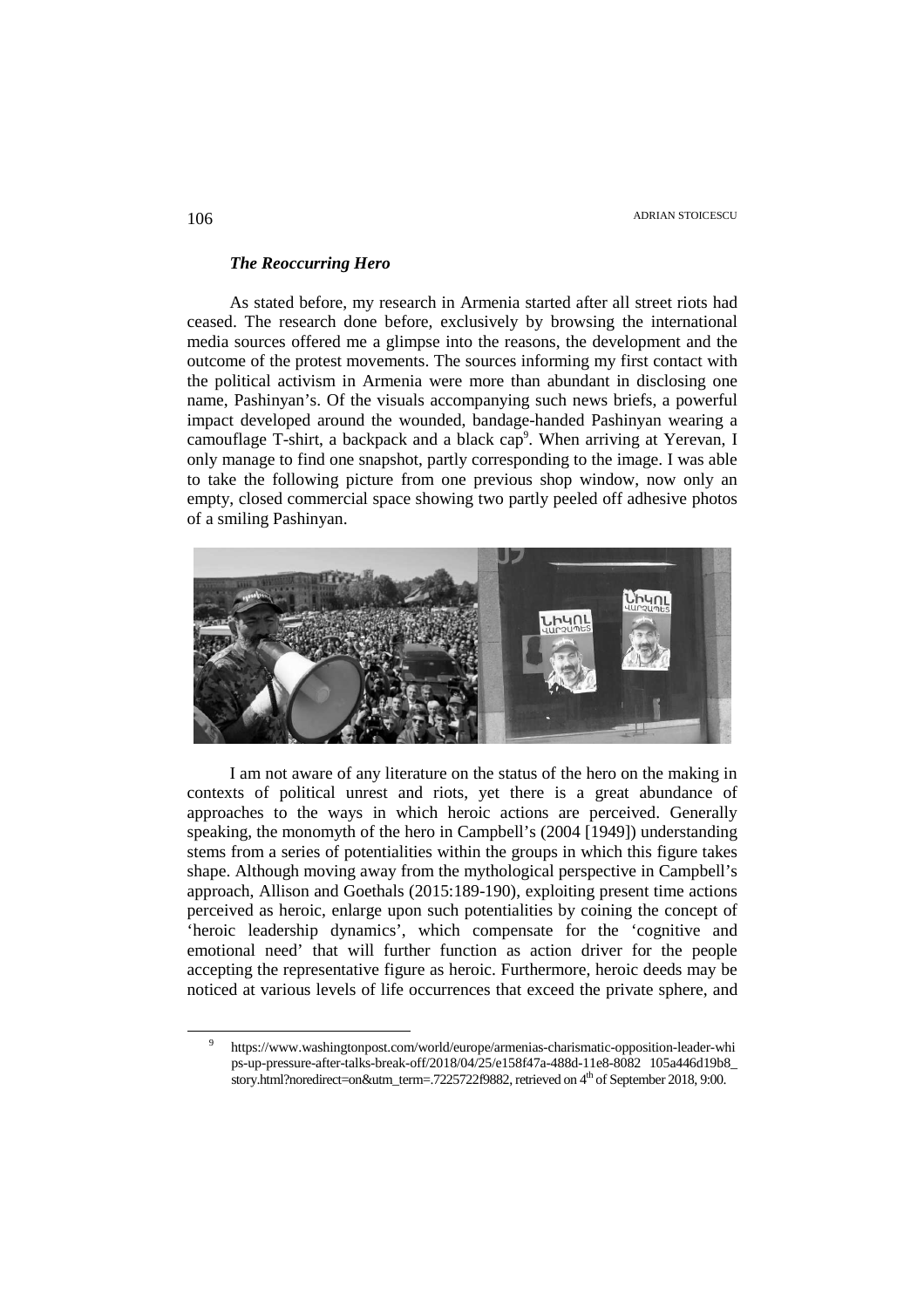### *The Reoccurring Hero*

As stated before, my research in Armenia started after all street riots had ceased. The research done before, exclusively by browsing the international media sources offered me a glimpse into the reasons, the development and the outcome of the protest movements. The sources informing my first contact with the political activism in Armenia were more than abundant in disclosing one name, Pashinyan's. Of the visuals accompanying such news briefs, a powerful impact developed around the wounded, bandage-handed Pashinyan wearing a camouflage T-shirt, a backpack and a black cap[9]. When arriving at Yerevan, I only manage to find one snapshot, partly corresponding to the image. I was able to take the following picture from one previous shop window, now only an empty, closed commercial space showing two partly peeled off adhesive photos of a smiling Pashinyan.

I am not aware of any literature on the status of the hero on the making in contexts of political unrest and riots, yet there is a great abundance of approaches to the ways in which heroic actions are perceived. Generally speaking, the monomyth of the hero in Campbell's (2004 [1949]) understanding stems from a series of potentialities within the groups in which this figure takes shape. Although moving away from the mythological perspective in Campbell's approach, Allison and Goethals (2015:189-190), exploiting present time actions perceived as heroic, enlarge upon such potentialities by coining the concept of 'heroic leadership dynamics', which compensate for the 'cognitive and emotional need' that will further function as action driver for the people accepting the representative figure as heroic. Furthermore, heroic deeds may be noticed at various levels of life occurrences that exceed the private sphere, and

---

[9] https://www.washingtonpost.com/world/europe/armenias-charismatic-opposition-leader-whips-up-pressure-after-talks-break-off/2018/04/25/e158f47a-488d-11e8-8082 105a446d19b8_story.html?noredirect=on&utm_term=.7225722f9882, retrieved on 4th of September 2018, 9:00.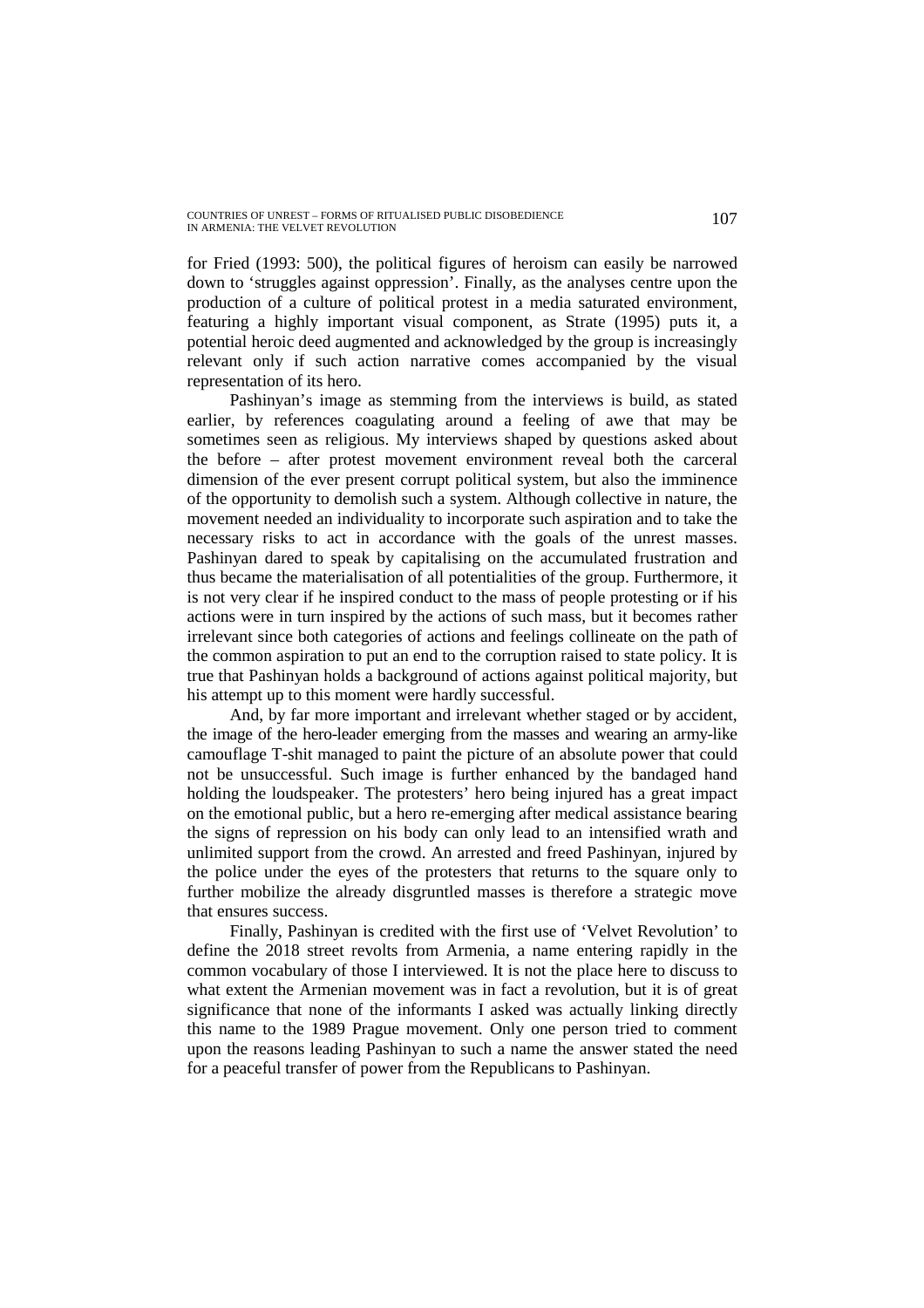for Fried (1993: 500), the political figures of heroism can easily be narrowed down to 'struggles against oppression'. Finally, as the analyses centre upon the production of a culture of political protest in a media saturated environment, featuring a highly important visual component, as Strate (1995) puts it, a potential heroic deed augmented and acknowledged by the group is increasingly relevant only if such action narrative comes accompanied by the visual representation of its hero.

Pashinyan's image as stemming from the interviews is build, as stated earlier, by references coagulating around a feeling of awe that may be sometimes seen as religious. My interviews shaped by questions asked about the before – after protest movement environment reveal both the carceral dimension of the ever present corrupt political system, but also the imminence of the opportunity to demolish such a system. Although collective in nature, the movement needed an individuality to incorporate such aspiration and to take the necessary risks to act in accordance with the goals of the unrest masses. Pashinyan dared to speak by capitalising on the accumulated frustration and thus became the materialisation of all potentialities of the group. Furthermore, it is not very clear if he inspired conduct to the mass of people protesting or if his actions were in turn inspired by the actions of such mass, but it becomes rather irrelevant since both categories of actions and feelings collineate on the path of the common aspiration to put an end to the corruption raised to state policy. It is true that Pashinyan holds a background of actions against political majority, but his attempt up to this moment were hardly successful.

And, by far more important and irrelevant whether staged or by accident, the image of the hero-leader emerging from the masses and wearing an army-like camouflage T-shit managed to paint the picture of an absolute power that could not be unsuccessful. Such image is further enhanced by the bandaged hand holding the loudspeaker. The protesters' hero being injured has a great impact on the emotional public, but a hero re-emerging after medical assistance bearing the signs of repression on his body can only lead to an intensified wrath and unlimited support from the crowd. An arrested and freed Pashinyan, injured by the police under the eyes of the protesters that returns to the square only to further mobilize the already disgruntled masses is therefore a strategic move that ensures success.

Finally, Pashinyan is credited with the first use of 'Velvet Revolution' to define the 2018 street revolts from Armenia, a name entering rapidly in the common vocabulary of those I interviewed. It is not the place here to discuss to what extent the Armenian movement was in fact a revolution, but it is of great significance that none of the informants I asked was actually linking directly this name to the 1989 Prague movement. Only one person tried to comment upon the reasons leading Pashinyan to such a name the answer stated the need for a peaceful transfer of power from the Republicans to Pashinyan.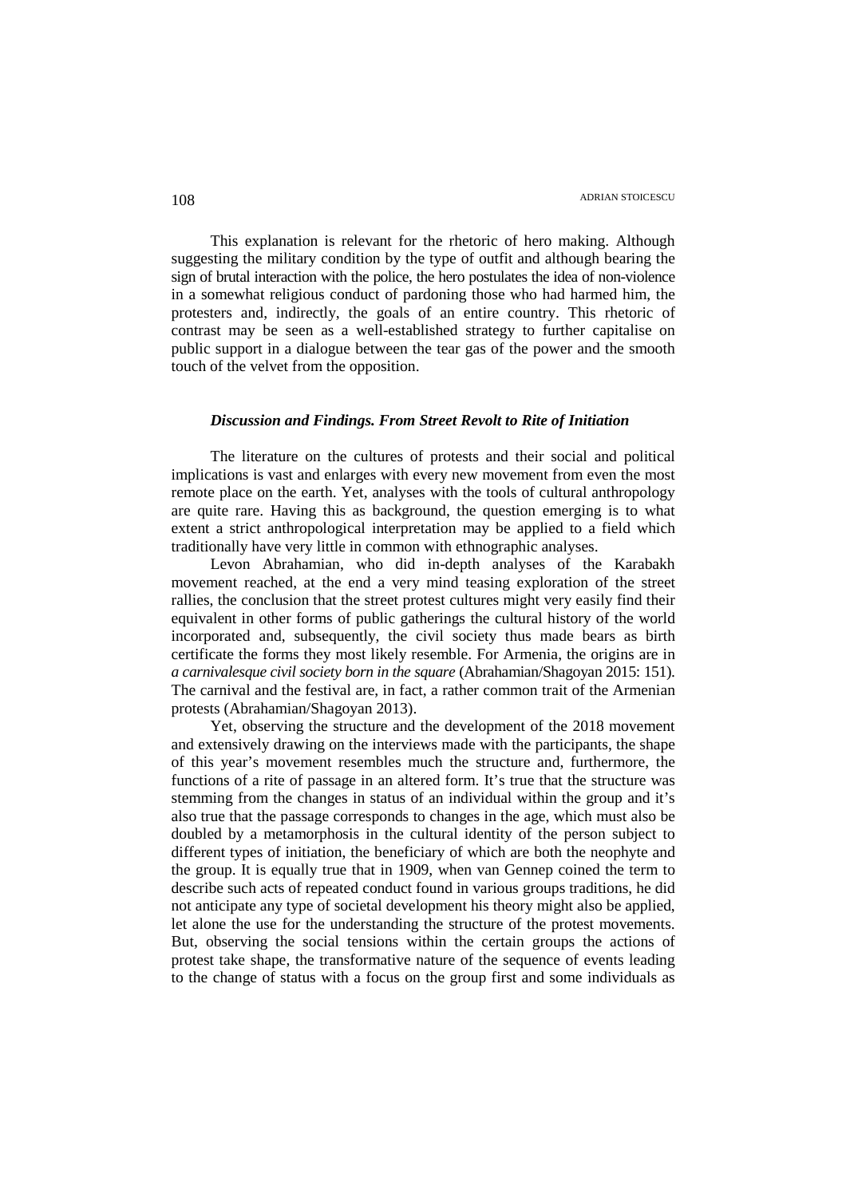This explanation is relevant for the rhetoric of hero making. Although suggesting the military condition by the type of outfit and although bearing the sign of brutal interaction with the police, the hero postulates the idea of non-violence in a somewhat religious conduct of pardoning those who had harmed him, the protesters and, indirectly, the goals of an entire country. This rhetoric of contrast may be seen as a well-established strategy to further capitalise on public support in a dialogue between the tear gas of the power and the smooth touch of the velvet from the opposition.

### *Discussion and Findings. From Street Revolt to Rite of Initiation*

The literature on the cultures of protests and their social and political implications is vast and enlarges with every new movement from even the most remote place on the earth. Yet, analyses with the tools of cultural anthropology are quite rare. Having this as background, the question emerging is to what extent a strict anthropological interpretation may be applied to a field which traditionally have very little in common with ethnographic analyses.

Levon Abrahamian, who did in-depth analyses of the Karabakh movement reached, at the end a very mind teasing exploration of the street rallies, the conclusion that the street protest cultures might very easily find their equivalent in other forms of public gatherings the cultural history of the world incorporated and, subsequently, the civil society thus made bears as birth certificate the forms they most likely resemble. For Armenia, the origins are in *a carnivalesque civil society born in the square* (Abrahamian/Shagoyan 2015: 151). The carnival and the festival are, in fact, a rather common trait of the Armenian protests (Abrahamian/Shagoyan 2013).

Yet, observing the structure and the development of the 2018 movement and extensively drawing on the interviews made with the participants, the shape of this year's movement resembles much the structure and, furthermore, the functions of a rite of passage in an altered form. It's true that the structure was stemming from the changes in status of an individual within the group and it's also true that the passage corresponds to changes in the age, which must also be doubled by a metamorphosis in the cultural identity of the person subject to different types of initiation, the beneficiary of which are both the neophyte and the group. It is equally true that in 1909, when van Gennep coined the term to describe such acts of repeated conduct found in various groups traditions, he did not anticipate any type of societal development his theory might also be applied, let alone the use for the understanding the structure of the protest movements. But, observing the social tensions within the certain groups the actions of protest take shape, the transformative nature of the sequence of events leading to the change of status with a focus on the group first and some individuals as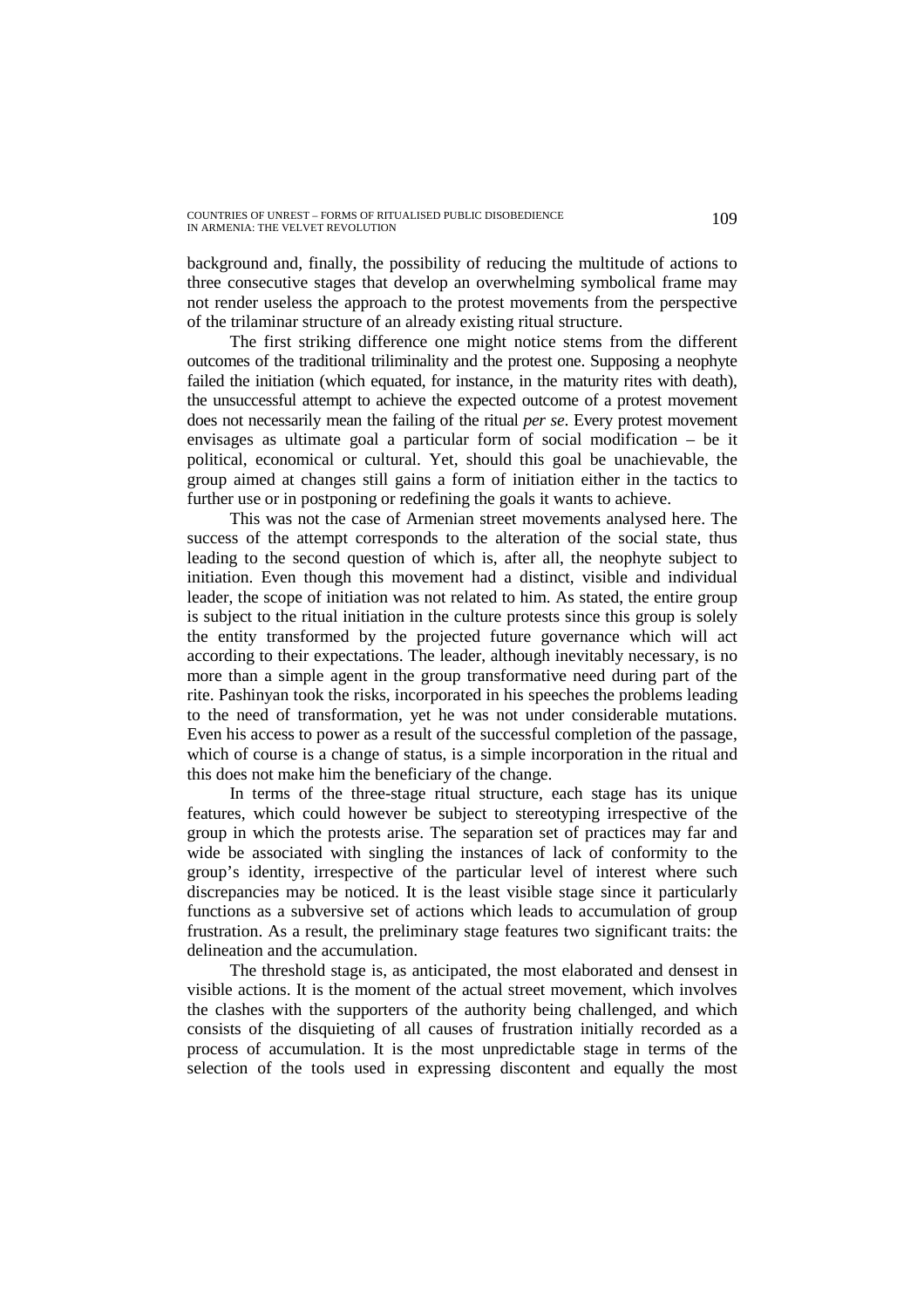background and, finally, the possibility of reducing the multitude of actions to three consecutive stages that develop an overwhelming symbolical frame may not render useless the approach to the protest movements from the perspective of the trilaminar structure of an already existing ritual structure.

The first striking difference one might notice stems from the different outcomes of the traditional triliminality and the protest one. Supposing a neophyte failed the initiation (which equated, for instance, in the maturity rites with death), the unsuccessful attempt to achieve the expected outcome of a protest movement does not necessarily mean the failing of the ritual *per se*. Every protest movement envisages as ultimate goal a particular form of social modification – be it political, economical or cultural. Yet, should this goal be unachievable, the group aimed at changes still gains a form of initiation either in the tactics to further use or in postponing or redefining the goals it wants to achieve.

This was not the case of Armenian street movements analysed here. The success of the attempt corresponds to the alteration of the social state, thus leading to the second question of which is, after all, the neophyte subject to initiation. Even though this movement had a distinct, visible and individual leader, the scope of initiation was not related to him. As stated, the entire group is subject to the ritual initiation in the culture protests since this group is solely the entity transformed by the projected future governance which will act according to their expectations. The leader, although inevitably necessary, is no more than a simple agent in the group transformative need during part of the rite. Pashinyan took the risks, incorporated in his speeches the problems leading to the need of transformation, yet he was not under considerable mutations. Even his access to power as a result of the successful completion of the passage, which of course is a change of status, is a simple incorporation in the ritual and this does not make him the beneficiary of the change.

In terms of the three-stage ritual structure, each stage has its unique features, which could however be subject to stereotyping irrespective of the group in which the protests arise. The separation set of practices may far and wide be associated with singling the instances of lack of conformity to the group's identity, irrespective of the particular level of interest where such discrepancies may be noticed. It is the least visible stage since it particularly functions as a subversive set of actions which leads to accumulation of group frustration. As a result, the preliminary stage features two significant traits: the delineation and the accumulation.

The threshold stage is, as anticipated, the most elaborated and densest in visible actions. It is the moment of the actual street movement, which involves the clashes with the supporters of the authority being challenged, and which consists of the disquieting of all causes of frustration initially recorded as a process of accumulation. It is the most unpredictable stage in terms of the selection of the tools used in expressing discontent and equally the most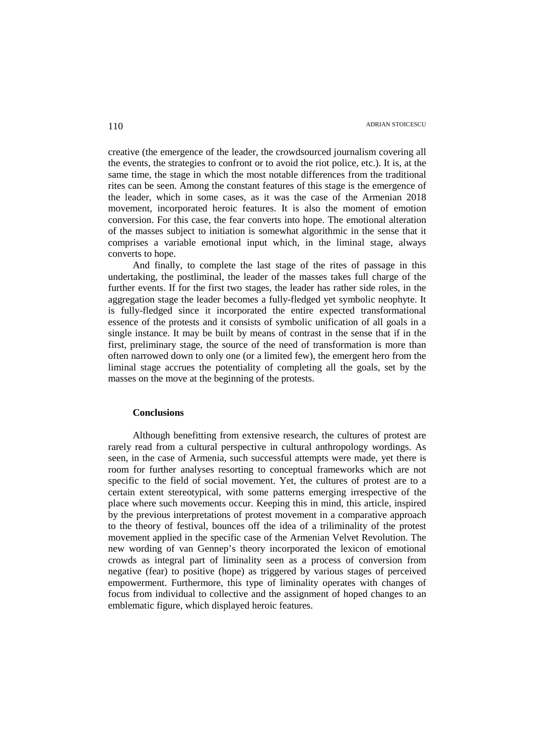creative (the emergence of the leader, the crowdsourced journalism covering all the events, the strategies to confront or to avoid the riot police, etc.). It is, at the same time, the stage in which the most notable differences from the traditional rites can be seen. Among the constant features of this stage is the emergence of the leader, which in some cases, as it was the case of the Armenian 2018 movement, incorporated heroic features. It is also the moment of emotion conversion. For this case, the fear converts into hope. The emotional alteration of the masses subject to initiation is somewhat algorithmic in the sense that it comprises a variable emotional input which, in the liminal stage, always converts to hope.

And finally, to complete the last stage of the rites of passage in this undertaking, the postliminal, the leader of the masses takes full charge of the further events. If for the first two stages, the leader has rather side roles, in the aggregation stage the leader becomes a fully-fledged yet symbolic neophyte. It is fully-fledged since it incorporated the entire expected transformational essence of the protests and it consists of symbolic unification of all goals in a single instance. It may be built by means of contrast in the sense that if in the first, preliminary stage, the source of the need of transformation is more than often narrowed down to only one (or a limited few), the emergent hero from the liminal stage accrues the potentiality of completing all the goals, set by the masses on the move at the beginning of the protests.

## Conclusions

Although benefitting from extensive research, the cultures of protest are rarely read from a cultural perspective in cultural anthropology wordings. As seen, in the case of Armenia, such successful attempts were made, yet there is room for further analyses resorting to conceptual frameworks which are not specific to the field of social movement. Yet, the cultures of protest are to a certain extent stereotypical, with some patterns emerging irrespective of the place where such movements occur. Keeping this in mind, this article, inspired by the previous interpretations of protest movement in a comparative approach to the theory of festival, bounces off the idea of a triliminality of the protest movement applied in the specific case of the Armenian Velvet Revolution. The new wording of van Gennep's theory incorporated the lexicon of emotional crowds as integral part of liminality seen as a process of conversion from negative (fear) to positive (hope) as triggered by various stages of perceived empowerment. Furthermore, this type of liminality operates with changes of focus from individual to collective and the assignment of hoped changes to an emblematic figure, which displayed heroic features.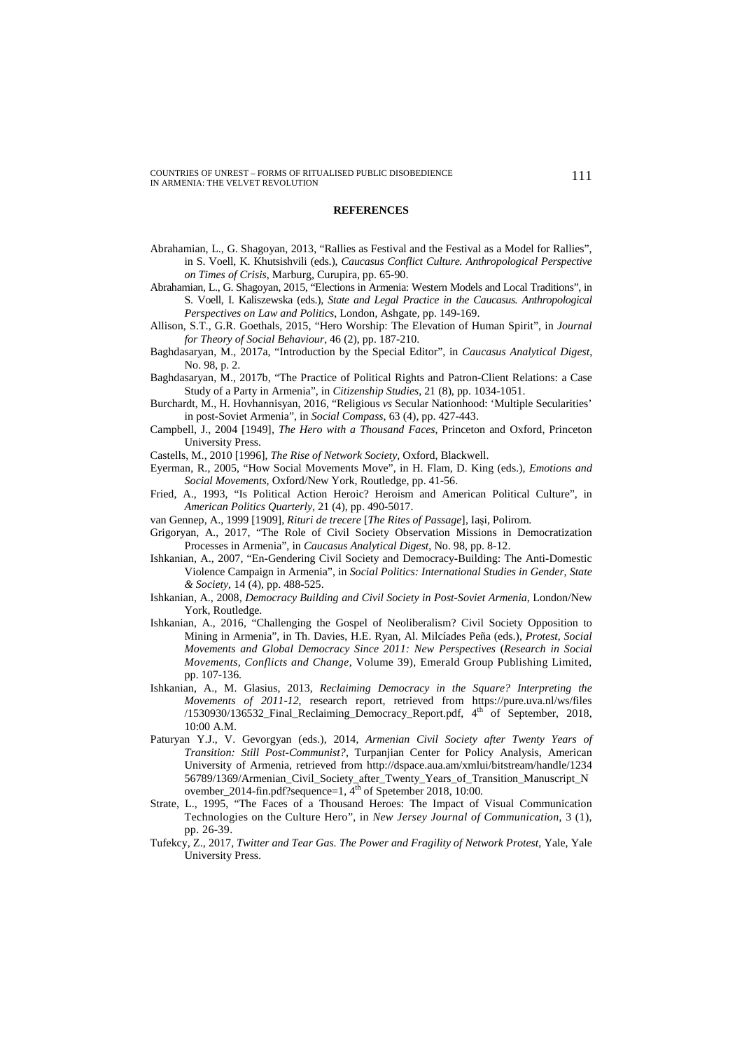**REFERENCES**

Abrahamian, L., G. Shagoyan, 2013, "Rallies as Festival and the Festival as a Model for Rallies", in S. Voell, K. Khutsishvili (eds.), *Caucasus Conflict Culture. Anthropological Perspective on Times of Crisis*, Marburg, Curupira, pp. 65-90.

Abrahamian, L., G. Shagoyan, 2015, "Elections in Armenia: Western Models and Local Traditions", in S. Voell, I. Kaliszewska (eds.), *State and Legal Practice in the Caucasus. Anthropological Perspectives on Law and Politics*, London, Ashgate, pp. 149-169.

Allison, S.T., G.R. Goethals, 2015, "Hero Worship: The Elevation of Human Spirit", in *Journal for Theory of Social Behaviour*, 46 (2), pp. 187-210.

Baghdasaryan, M., 2017a, "Introduction by the Special Editor", in *Caucasus Analytical Digest*, No. 98, p. 2.

Baghdasaryan, M., 2017b, "The Practice of Political Rights and Patron-Client Relations: a Case Study of a Party in Armenia", in *Citizenship Studies*, 21 (8), pp. 1034-1051.

Burchardt, M., H. Hovhannisyan, 2016, "Religious *vs* Secular Nationhood: 'Multiple Secularities' in post-Soviet Armenia", in *Social Compass*, 63 (4), pp. 427-443.

Campbell, J., 2004 [1949], *The Hero with a Thousand Faces*, Princeton and Oxford, Princeton University Press.

Castells, M., 2010 [1996], *The Rise of Network Society*, Oxford, Blackwell.

Eyerman, R., 2005, "How Social Movements Move", in H. Flam, D. King (eds.), *Emotions and Social Movements*, Oxford/New York, Routledge, pp. 41-56.

Fried, A., 1993, "Is Political Action Heroic? Heroism and American Political Culture", in *American Politics Quarterly*, 21 (4), pp. 490-5017.

van Gennep, A., 1999 [1909], *Rituri de trecere* [*The Rites of Passage*], Iași, Polirom.

Grigoryan, A., 2017, "The Role of Civil Society Observation Missions in Democratization Processes in Armenia", in *Caucasus Analytical Digest*, No. 98, pp. 8-12.

Ishkanian, A., 2007, "En-Gendering Civil Society and Democracy-Building: The Anti-Domestic Violence Campaign in Armenia", in *Social Politics: International Studies in Gender, State & Society*, 14 (4), pp. 488-525.

Ishkanian, A., 2008, *Democracy Building and Civil Society in Post-Soviet Armenia*, London/New York, Routledge.

Ishkanian, A., 2016, "Challenging the Gospel of Neoliberalism? Civil Society Opposition to Mining in Armenia", in Th. Davies, H.E. Ryan, Al. Milcíades Peña (eds.), *Protest, Social Movements and Global Democracy Since 2011: New Perspectives* (*Research in Social Movements, Conflicts and Change*, Volume 39), Emerald Group Publishing Limited, pp. 107-136.

Ishkanian, A., M. Glasius, 2013, *Reclaiming Democracy in the Square? Interpreting the Movements of 2011-12*, research report, retrieved from https://pure.uva.nl/ws/files/1530930/136532_Final_Reclaiming_Democracy_Report.pdf, 4th of September, 2018, 10:00 A.M.

Paturyan Y.J., V. Gevorgyan (eds.), 2014, *Armenian Civil Society after Twenty Years of Transition: Still Post-Communist?*, Turpanjian Center for Policy Analysis, American University of Armenia, retrieved from http://dspace.aua.am/xmlui/bitstream/handle/123456789/1369/Armenian_Civil_Society_after_Twenty_Years_of_Transition_Manuscript_November_2014-fin.pdf?sequence=1, 4th of Spetember 2018, 10:00.

Strate, L., 1995, "The Faces of a Thousand Heroes: The Impact of Visual Communication Technologies on the Culture Hero", in *New Jersey Journal of Communication*, 3 (1), pp. 26-39.

Tufekcy, Z., 2017, *Twitter and Tear Gas. The Power and Fragility of Network Protest*, Yale, Yale University Press.